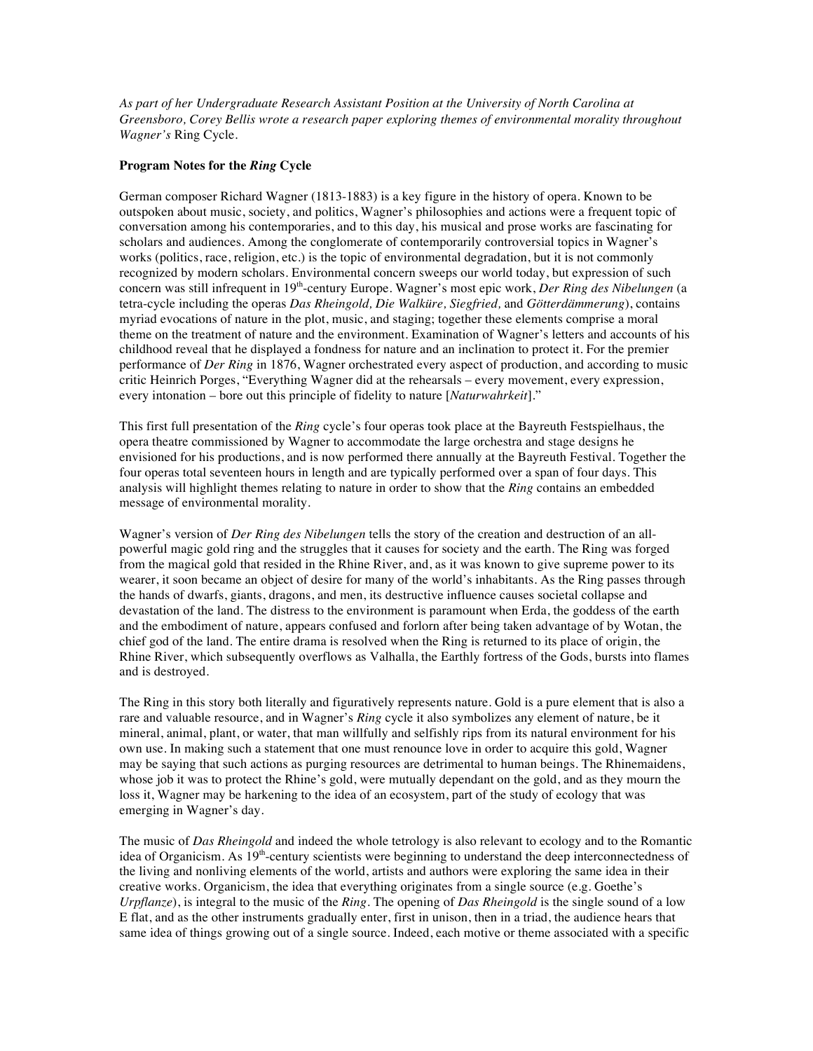*As part of her Undergraduate Research Assistant Position at the University of North Carolina at Greensboro, Corey Bellis wrote a research paper exploring themes of environmental morality throughout Wagner's* Ring Cycle.

**Program Notes for the *Ring* Cycle**

German composer Richard Wagner (1813-1883) is a key figure in the history of opera. Known to be outspoken about music, society, and politics, Wagner's philosophies and actions were a frequent topic of conversation among his contemporaries, and to this day, his musical and prose works are fascinating for scholars and audiences. Among the conglomerate of contemporarily controversial topics in Wagner's works (politics, race, religion, etc.) is the topic of environmental degradation, but it is not commonly recognized by modern scholars. Environmental concern sweeps our world today, but expression of such concern was still infrequent in 19th-century Europe. Wagner's most epic work, *Der Ring des Nibelungen* (a tetra-cycle including the operas *Das Rheingold, Die Walküre, Siegfried,* and *Götterdämmerung*), contains myriad evocations of nature in the plot, music, and staging; together these elements comprise a moral theme on the treatment of nature and the environment. Examination of Wagner's letters and accounts of his childhood reveal that he displayed a fondness for nature and an inclination to protect it. For the premier performance of *Der Ring* in 1876, Wagner orchestrated every aspect of production, and according to music critic Heinrich Porges, "Everything Wagner did at the rehearsals – every movement, every expression, every intonation – bore out this principle of fidelity to nature [*Naturwahrkeit*]."

This first full presentation of the *Ring* cycle's four operas took place at the Bayreuth Festspielhaus, the opera theatre commissioned by Wagner to accommodate the large orchestra and stage designs he envisioned for his productions, and is now performed there annually at the Bayreuth Festival. Together the four operas total seventeen hours in length and are typically performed over a span of four days. This analysis will highlight themes relating to nature in order to show that the *Ring* contains an embedded message of environmental morality.

Wagner's version of *Der Ring des Nibelungen* tells the story of the creation and destruction of an all-powerful magic gold ring and the struggles that it causes for society and the earth. The Ring was forged from the magical gold that resided in the Rhine River, and, as it was known to give supreme power to its wearer, it soon became an object of desire for many of the world's inhabitants. As the Ring passes through the hands of dwarfs, giants, dragons, and men, its destructive influence causes societal collapse and devastation of the land. The distress to the environment is paramount when Erda, the goddess of the earth and the embodiment of nature, appears confused and forlorn after being taken advantage of by Wotan, the chief god of the land. The entire drama is resolved when the Ring is returned to its place of origin, the Rhine River, which subsequently overflows as Valhalla, the Earthly fortress of the Gods, bursts into flames and is destroyed.

The Ring in this story both literally and figuratively represents nature. Gold is a pure element that is also a rare and valuable resource, and in Wagner's *Ring* cycle it also symbolizes any element of nature, be it mineral, animal, plant, or water, that man willfully and selfishly rips from its natural environment for his own use. In making such a statement that one must renounce love in order to acquire this gold, Wagner may be saying that such actions as purging resources are detrimental to human beings. The Rhinemaidens, whose job it was to protect the Rhine's gold, were mutually dependant on the gold, and as they mourn the loss it, Wagner may be harkening to the idea of an ecosystem, part of the study of ecology that was emerging in Wagner's day.

The music of *Das Rheingold* and indeed the whole tetrology is also relevant to ecology and to the Romantic idea of Organicism. As 19th-century scientists were beginning to understand the deep interconnectedness of the living and nonliving elements of the world, artists and authors were exploring the same idea in their creative works. Organicism, the idea that everything originates from a single source (e.g. Goethe's *Urpflanze*), is integral to the music of the *Ring*. The opening of *Das Rheingold* is the single sound of a low E flat, and as the other instruments gradually enter, first in unison, then in a triad, the audience hears that same idea of things growing out of a single source. Indeed, each motive or theme associated with a specific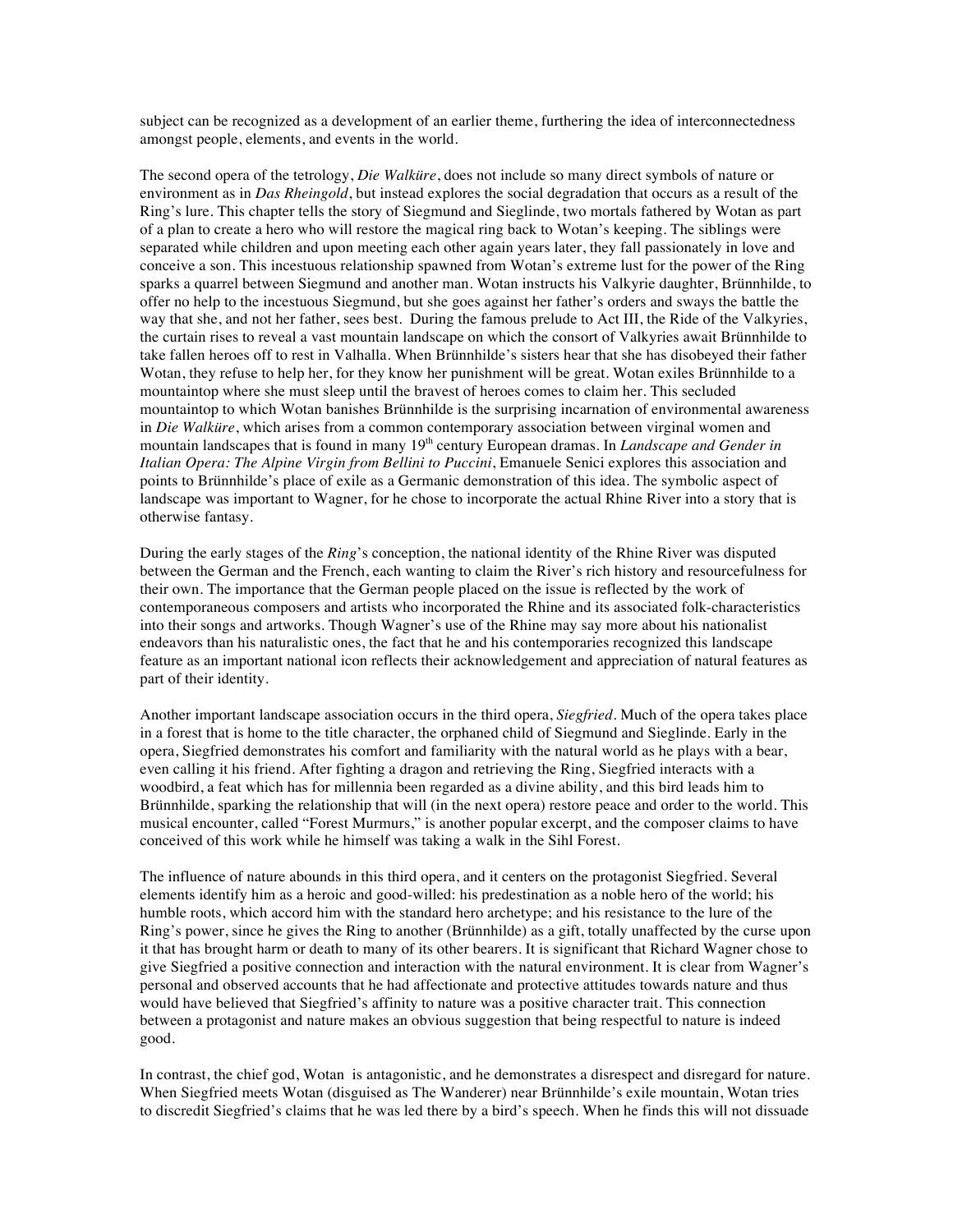subject can be recognized as a development of an earlier theme, furthering the idea of interconnectedness amongst people, elements, and events in the world.

The second opera of the tetrology, *Die Walküre*, does not include so many direct symbols of nature or environment as in *Das Rheingold*, but instead explores the social degradation that occurs as a result of the Ring's lure. This chapter tells the story of Siegmund and Sieglinde, two mortals fathered by Wotan as part of a plan to create a hero who will restore the magical ring back to Wotan's keeping. The siblings were separated while children and upon meeting each other again years later, they fall passionately in love and conceive a son. This incestuous relationship spawned from Wotan's extreme lust for the power of the Ring sparks a quarrel between Siegmund and another man. Wotan instructs his Valkyrie daughter, Brünnhilde, to offer no help to the incestuous Siegmund, but she goes against her father's orders and sways the battle the way that she, and not her father, sees best. During the famous prelude to Act III, the Ride of the Valkyries, the curtain rises to reveal a vast mountain landscape on which the consort of Valkyries await Brünnhilde to take fallen heroes off to rest in Valhalla. When Brünnhilde's sisters hear that she has disobeyed their father Wotan, they refuse to help her, for they know her punishment will be great. Wotan exiles Brünnhilde to a mountaintop where she must sleep until the bravest of heroes comes to claim her. This secluded mountaintop to which Wotan banishes Brünnhilde is the surprising incarnation of environmental awareness in *Die Walküre*, which arises from a common contemporary association between virginal women and mountain landscapes that is found in many 19th century European dramas. In *Landscape and Gender in Italian Opera: The Alpine Virgin from Bellini to Puccini*, Emanuele Senici explores this association and points to Brünnhilde's place of exile as a Germanic demonstration of this idea. The symbolic aspect of landscape was important to Wagner, for he chose to incorporate the actual Rhine River into a story that is otherwise fantasy.

During the early stages of the *Ring*'s conception, the national identity of the Rhine River was disputed between the German and the French, each wanting to claim the River's rich history and resourcefulness for their own. The importance that the German people placed on the issue is reflected by the work of contemporaneous composers and artists who incorporated the Rhine and its associated folk-characteristics into their songs and artworks. Though Wagner's use of the Rhine may say more about his nationalist endeavors than his naturalistic ones, the fact that he and his contemporaries recognized this landscape feature as an important national icon reflects their acknowledgement and appreciation of natural features as part of their identity.

Another important landscape association occurs in the third opera, *Siegfried*. Much of the opera takes place in a forest that is home to the title character, the orphaned child of Siegmund and Sieglinde. Early in the opera, Siegfried demonstrates his comfort and familiarity with the natural world as he plays with a bear, even calling it his friend. After fighting a dragon and retrieving the Ring, Siegfried interacts with a woodbird, a feat which has for millennia been regarded as a divine ability, and this bird leads him to Brünnhilde, sparking the relationship that will (in the next opera) restore peace and order to the world. This musical encounter, called "Forest Murmurs," is another popular excerpt, and the composer claims to have conceived of this work while he himself was taking a walk in the Sihl Forest.

The influence of nature abounds in this third opera, and it centers on the protagonist Siegfried. Several elements identify him as a heroic and good-willed: his predestination as a noble hero of the world; his humble roots, which accord him with the standard hero archetype; and his resistance to the lure of the Ring's power, since he gives the Ring to another (Brünnhilde) as a gift, totally unaffected by the curse upon it that has brought harm or death to many of its other bearers. It is significant that Richard Wagner chose to give Siegfried a positive connection and interaction with the natural environment. It is clear from Wagner's personal and observed accounts that he had affectionate and protective attitudes towards nature and thus would have believed that Siegfried's affinity to nature was a positive character trait. This connection between a protagonist and nature makes an obvious suggestion that being respectful to nature is indeed good.

In contrast, the chief god, Wotan is antagonistic, and he demonstrates a disrespect and disregard for nature. When Siegfried meets Wotan (disguised as The Wanderer) near Brünnhilde's exile mountain, Wotan tries to discredit Siegfried's claims that he was led there by a bird's speech. When he finds this will not dissuade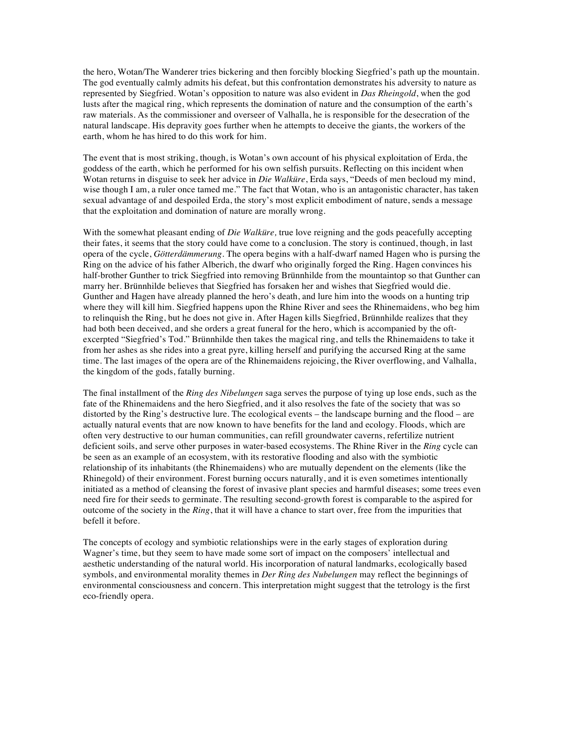the hero, Wotan/The Wanderer tries bickering and then forcibly blocking Siegfried's path up the mountain. The god eventually calmly admits his defeat, but this confrontation demonstrates his adversity to nature as represented by Siegfried. Wotan's opposition to nature was also evident in *Das Rheingold*, when the god lusts after the magical ring, which represents the domination of nature and the consumption of the earth's raw materials. As the commissioner and overseer of Valhalla, he is responsible for the desecration of the natural landscape. His depravity goes further when he attempts to deceive the giants, the workers of the earth, whom he has hired to do this work for him.

The event that is most striking, though, is Wotan's own account of his physical exploitation of Erda, the goddess of the earth, which he performed for his own selfish pursuits. Reflecting on this incident when Wotan returns in disguise to seek her advice in *Die Walküre*, Erda says, "Deeds of men becloud my mind, wise though I am, a ruler once tamed me." The fact that Wotan, who is an antagonistic character, has taken sexual advantage of and despoiled Erda, the story's most explicit embodiment of nature, sends a message that the exploitation and domination of nature are morally wrong.

With the somewhat pleasant ending of *Die Walküre,* true love reigning and the gods peacefully accepting their fates, it seems that the story could have come to a conclusion. The story is continued, though, in last opera of the cycle, *Götterdämmerung*. The opera begins with a half-dwarf named Hagen who is pursing the Ring on the advice of his father Alberich, the dwarf who originally forged the Ring. Hagen convinces his half-brother Gunther to trick Siegfried into removing Brünnhilde from the mountaintop so that Gunther can marry her. Brünnhilde believes that Siegfried has forsaken her and wishes that Siegfried would die. Gunther and Hagen have already planned the hero's death, and lure him into the woods on a hunting trip where they will kill him. Siegfried happens upon the Rhine River and sees the Rhinemaidens, who beg him to relinquish the Ring, but he does not give in. After Hagen kills Siegfried, Brünnhilde realizes that they had both been deceived, and she orders a great funeral for the hero, which is accompanied by the oft-excerpted "Siegfried's Tod." Brünnhilde then takes the magical ring, and tells the Rhinemaidens to take it from her ashes as she rides into a great pyre, killing herself and purifying the accursed Ring at the same time. The last images of the opera are of the Rhinemaidens rejoicing, the River overflowing, and Valhalla, the kingdom of the gods, fatally burning.

The final installment of the *Ring des Nibelungen* saga serves the purpose of tying up lose ends, such as the fate of the Rhinemaidens and the hero Siegfried, and it also resolves the fate of the society that was so distorted by the Ring's destructive lure. The ecological events – the landscape burning and the flood – are actually natural events that are now known to have benefits for the land and ecology. Floods, which are often very destructive to our human communities, can refill groundwater caverns, refertilize nutrient deficient soils, and serve other purposes in water-based ecosystems. The Rhine River in the *Ring* cycle can be seen as an example of an ecosystem, with its restorative flooding and also with the symbiotic relationship of its inhabitants (the Rhinemaidens) who are mutually dependent on the elements (like the Rhinegold) of their environment. Forest burning occurs naturally, and it is even sometimes intentionally initiated as a method of cleansing the forest of invasive plant species and harmful diseases; some trees even need fire for their seeds to germinate. The resulting second-growth forest is comparable to the aspired for outcome of the society in the *Ring*, that it will have a chance to start over, free from the impurities that befell it before.

The concepts of ecology and symbiotic relationships were in the early stages of exploration during Wagner's time, but they seem to have made some sort of impact on the composers' intellectual and aesthetic understanding of the natural world. His incorporation of natural landmarks, ecologically based symbols, and environmental morality themes in *Der Ring des Nubelungen* may reflect the beginnings of environmental consciousness and concern. This interpretation might suggest that the tetrology is the first eco-friendly opera.